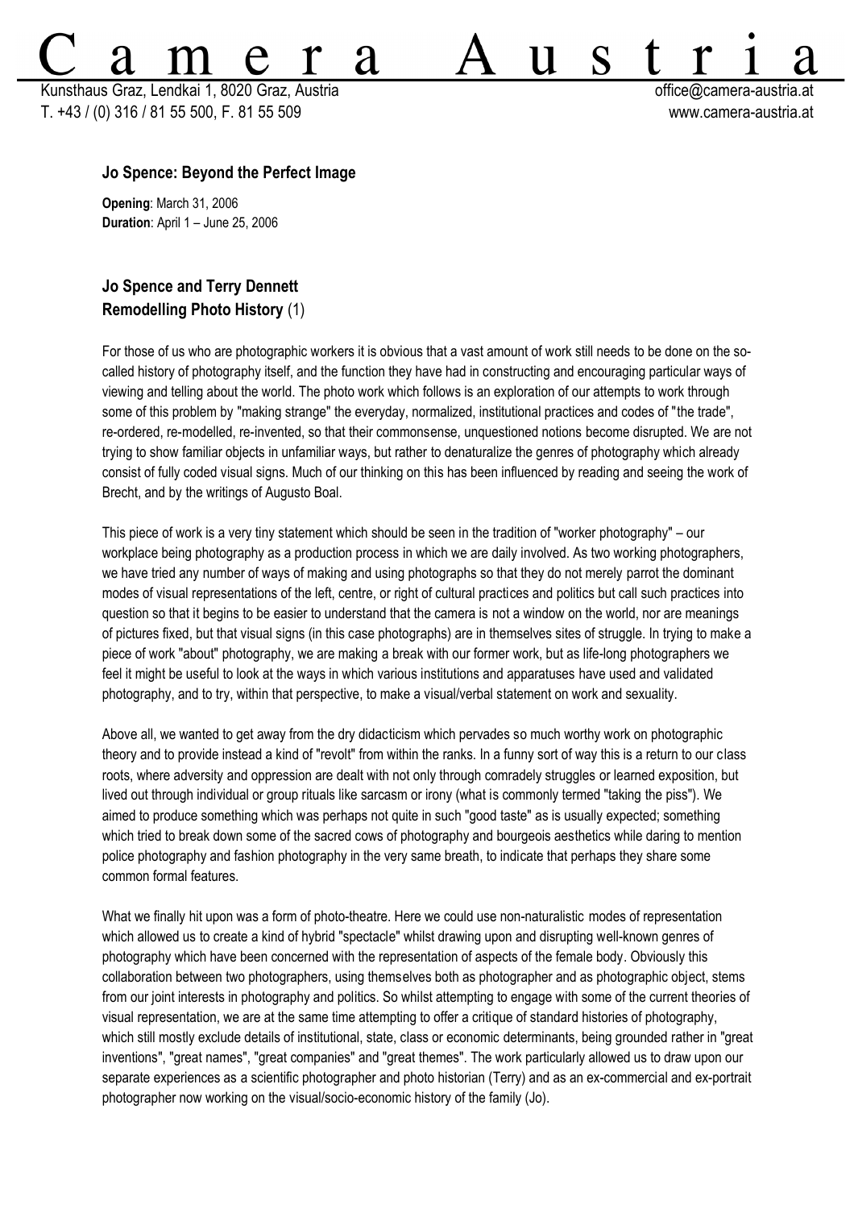# Camera Austria

Kunsthaus Graz, Lendkai 1, 8020 Graz, Austria
T. +43 / (0) 316 / 81 55 500, F. 81 55 509

office@camera-austria.at
www.camera-austria.at

**Jo Spence: Beyond the Perfect Image**

**Opening**: March 31, 2006
**Duration**: April 1 – June 25, 2006

## Jo Spence and Terry Dennett
## Remodelling Photo History (1)

For those of us who are photographic workers it is obvious that a vast amount of work still needs to be done on the so-called history of photography itself, and the function they have had in constructing and encouraging particular ways of viewing and telling about the world. The photo work which follows is an exploration of our attempts to work through some of this problem by "making strange" the everyday, normalized, institutional practices and codes of "the trade", re-ordered, re-modelled, re-invented, so that their commonsense, unquestioned notions become disrupted. We are not trying to show familiar objects in unfamiliar ways, but rather to denaturalize the genres of photography which already consist of fully coded visual signs. Much of our thinking on this has been influenced by reading and seeing the work of Brecht, and by the writings of Augusto Boal.

This piece of work is a very tiny statement which should be seen in the tradition of "worker photography" – our workplace being photography as a production process in which we are daily involved. As two working photographers, we have tried any number of ways of making and using photographs so that they do not merely parrot the dominant modes of visual representations of the left, centre, or right of cultural practices and politics but call such practices into question so that it begins to be easier to understand that the camera is not a window on the world, nor are meanings of pictures fixed, but that visual signs (in this case photographs) are in themselves sites of struggle. In trying to make a piece of work "about" photography, we are making a break with our former work, but as life-long photographers we feel it might be useful to look at the ways in which various institutions and apparatuses have used and validated photography, and to try, within that perspective, to make a visual/verbal statement on work and sexuality.

Above all, we wanted to get away from the dry didacticism which pervades so much worthy work on photographic theory and to provide instead a kind of "revolt" from within the ranks. In a funny sort of way this is a return to our class roots, where adversity and oppression are dealt with not only through comradely struggles or learned exposition, but lived out through individual or group rituals like sarcasm or irony (what is commonly termed "taking the piss"). We aimed to produce something which was perhaps not quite in such "good taste" as is usually expected; something which tried to break down some of the sacred cows of photography and bourgeois aesthetics while daring to mention police photography and fashion photography in the very same breath, to indicate that perhaps they share some common formal features.

What we finally hit upon was a form of photo-theatre. Here we could use non-naturalistic modes of representation which allowed us to create a kind of hybrid "spectacle" whilst drawing upon and disrupting well-known genres of photography which have been concerned with the representation of aspects of the female body. Obviously this collaboration between two photographers, using themselves both as photographer and as photographic object, stems from our joint interests in photography and politics. So whilst attempting to engage with some of the current theories of visual representation, we are at the same time attempting to offer a critique of standard histories of photography, which still mostly exclude details of institutional, state, class or economic determinants, being grounded rather in "great inventions", "great names", "great companies" and "great themes". The work particularly allowed us to draw upon our separate experiences as a scientific photographer and photo historian (Terry) and as an ex-commercial and ex-portrait photographer now working on the visual/socio-economic history of the family (Jo).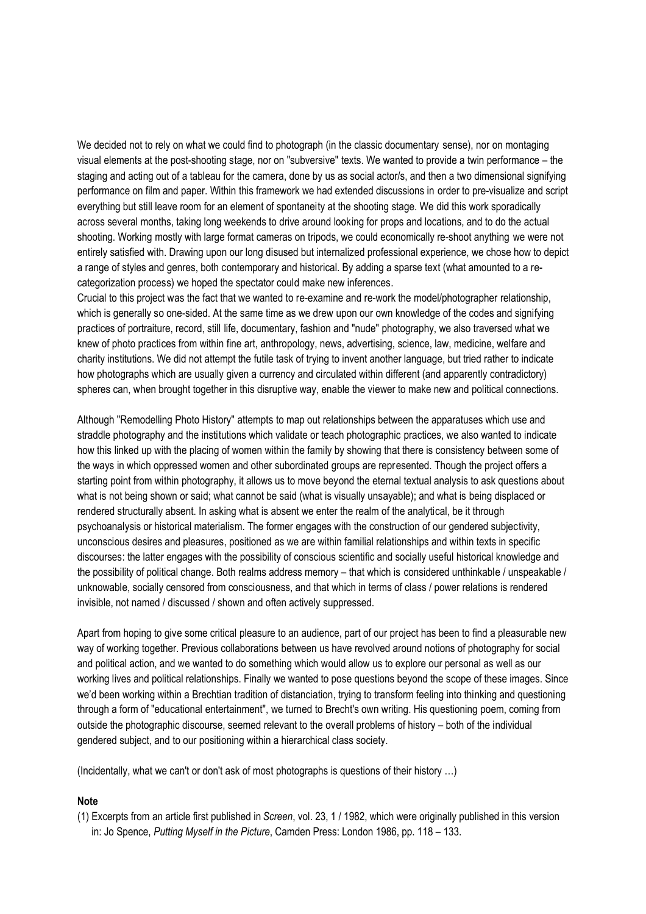We decided not to rely on what we could find to photograph (in the classic documentary sense), nor on montaging visual elements at the post-shooting stage, nor on "subversive" texts. We wanted to provide a twin performance – the staging and acting out of a tableau for the camera, done by us as social actor/s, and then a two dimensional signifying performance on film and paper. Within this framework we had extended discussions in order to pre-visualize and script everything but still leave room for an element of spontaneity at the shooting stage. We did this work sporadically across several months, taking long weekends to drive around looking for props and locations, and to do the actual shooting. Working mostly with large format cameras on tripods, we could economically re-shoot anything we were not entirely satisfied with. Drawing upon our long disused but internalized professional experience, we chose how to depict a range of styles and genres, both contemporary and historical. By adding a sparse text (what amounted to a re-categorization process) we hoped the spectator could make new inferences.

Crucial to this project was the fact that we wanted to re-examine and re-work the model/photographer relationship, which is generally so one-sided. At the same time as we drew upon our own knowledge of the codes and signifying practices of portraiture, record, still life, documentary, fashion and "nude" photography, we also traversed what we knew of photo practices from within fine art, anthropology, news, advertising, science, law, medicine, welfare and charity institutions. We did not attempt the futile task of trying to invent another language, but tried rather to indicate how photographs which are usually given a currency and circulated within different (and apparently contradictory) spheres can, when brought together in this disruptive way, enable the viewer to make new and political connections.

Although "Remodelling Photo History" attempts to map out relationships between the apparatuses which use and straddle photography and the institutions which validate or teach photographic practices, we also wanted to indicate how this linked up with the placing of women within the family by showing that there is consistency between some of the ways in which oppressed women and other subordinated groups are represented. Though the project offers a starting point from within photography, it allows us to move beyond the eternal textual analysis to ask questions about what is not being shown or said; what cannot be said (what is visually unsayable); and what is being displaced or rendered structurally absent. In asking what is absent we enter the realm of the analytical, be it through psychoanalysis or historical materialism. The former engages with the construction of our gendered subjectivity, unconscious desires and pleasures, positioned as we are within familial relationships and within texts in specific discourses: the latter engages with the possibility of conscious scientific and socially useful historical knowledge and the possibility of political change. Both realms address memory – that which is considered unthinkable / unspeakable / unknowable, socially censored from consciousness, and that which in terms of class / power relations is rendered invisible, not named / discussed / shown and often actively suppressed.

Apart from hoping to give some critical pleasure to an audience, part of our project has been to find a pleasurable new way of working together. Previous collaborations between us have revolved around notions of photography for social and political action, and we wanted to do something which would allow us to explore our personal as well as our working lives and political relationships. Finally we wanted to pose questions beyond the scope of these images. Since we'd been working within a Brechtian tradition of distanciation, trying to transform feeling into thinking and questioning through a form of "educational entertainment", we turned to Brecht's own writing. His questioning poem, coming from outside the photographic discourse, seemed relevant to the overall problems of history – both of the individual gendered subject, and to our positioning within a hierarchical class society.

(Incidentally, what we can't or don't ask of most photographs is questions of their history …)

**Note**

(1) Excerpts from an article first published in *Screen*, vol. 23, 1 / 1982, which were originally published in this version in: Jo Spence, *Putting Myself in the Picture*, Camden Press: London 1986, pp. 118 – 133.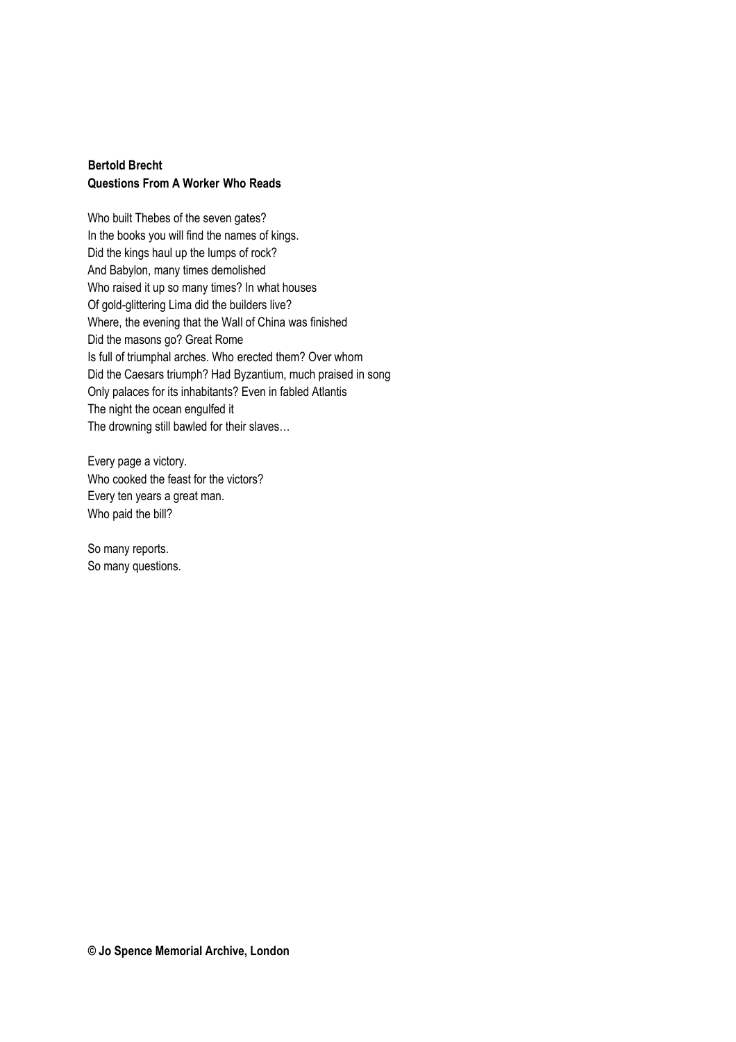**Bertold Brecht**
**Questions From A Worker Who Reads**

Who built Thebes of the seven gates?
In the books you will find the names of kings.
Did the kings haul up the lumps of rock?
And Babylon, many times demolished
Who raised it up so many times? In what houses
Of gold-glittering Lima did the builders live?
Where, the evening that the Wall of China was finished
Did the masons go? Great Rome
Is full of triumphal arches. Who erected them? Over whom
Did the Caesars triumph? Had Byzantium, much praised in song
Only palaces for its inhabitants? Even in fabled Atlantis
The night the ocean engulfed it
The drowning still bawled for their slaves…

Every page a victory.
Who cooked the feast for the victors?
Every ten years a great man.
Who paid the bill?

So many reports.
So many questions.

**© Jo Spence Memorial Archive, London**